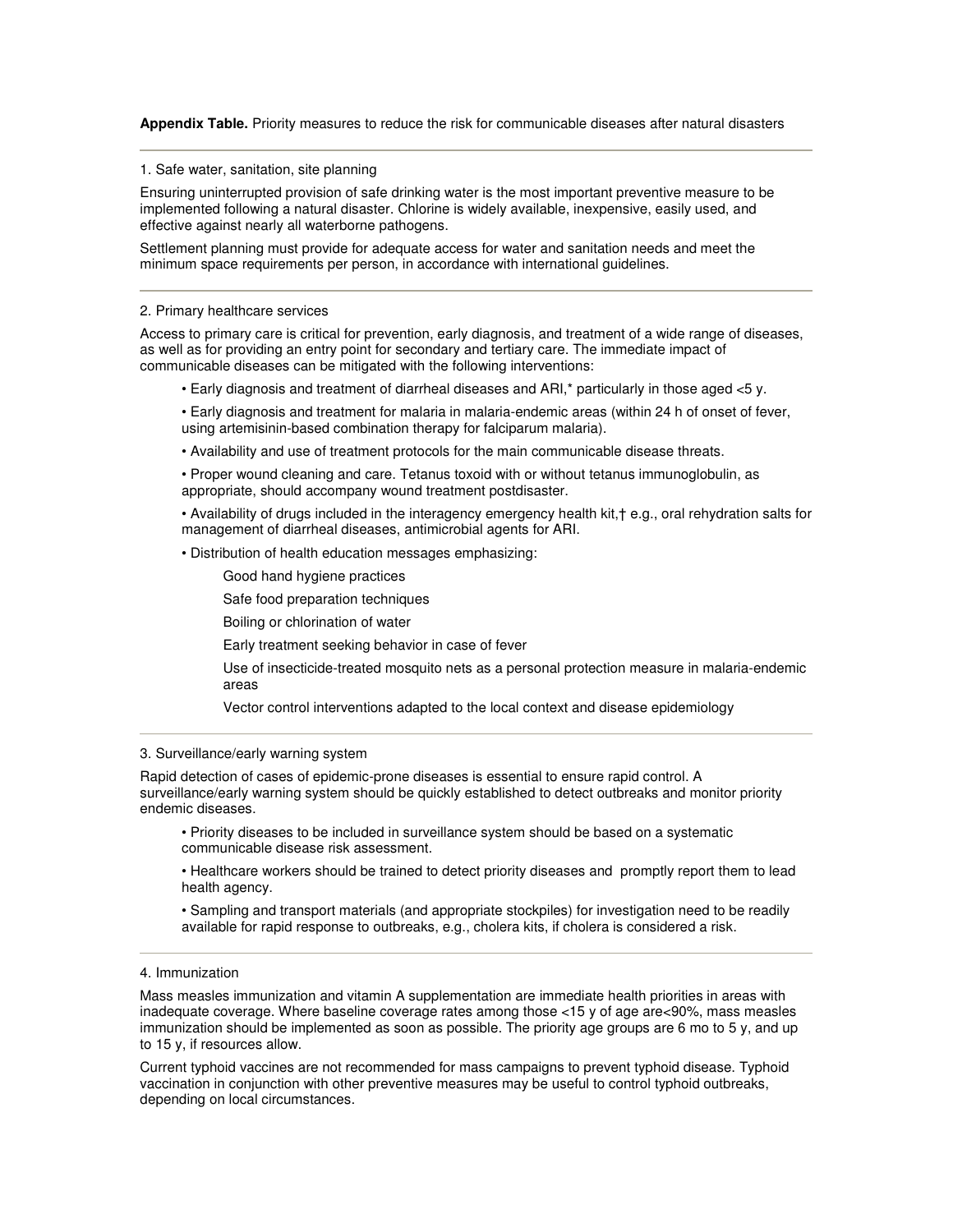**Appendix Table.** Priority measures to reduce the risk for communicable diseases after natural disasters

---

1. Safe water, sanitation, site planning

Ensuring uninterrupted provision of safe drinking water is the most important preventive measure to be implemented following a natural disaster. Chlorine is widely available, inexpensive, easily used, and effective against nearly all waterborne pathogens.

Settlement planning must provide for adequate access for water and sanitation needs and meet the minimum space requirements per person, in accordance with international guidelines.

---

2. Primary healthcare services

Access to primary care is critical for prevention, early diagnosis, and treatment of a wide range of diseases, as well as for providing an entry point for secondary and tertiary care. The immediate impact of communicable diseases can be mitigated with the following interventions:

- Early diagnosis and treatment of diarrheal diseases and ARI,* particularly in those aged <5 y.
- Early diagnosis and treatment for malaria in malaria-endemic areas (within 24 h of onset of fever, using artemisinin-based combination therapy for falciparum malaria).
- Availability and use of treatment protocols for the main communicable disease threats.
- Proper wound cleaning and care. Tetanus toxoid with or without tetanus immunoglobulin, as appropriate, should accompany wound treatment postdisaster.
- Availability of drugs included in the interagency emergency health kit,† e.g., oral rehydration salts for management of diarrheal diseases, antimicrobial agents for ARI.
- Distribution of health education messages emphasizing:
  - Good hand hygiene practices
  - Safe food preparation techniques
  - Boiling or chlorination of water
  - Early treatment seeking behavior in case of fever
  - Use of insecticide-treated mosquito nets as a personal protection measure in malaria-endemic areas
  - Vector control interventions adapted to the local context and disease epidemiology

---

3. Surveillance/early warning system

Rapid detection of cases of epidemic-prone diseases is essential to ensure rapid control. A surveillance/early warning system should be quickly established to detect outbreaks and monitor priority endemic diseases.

- Priority diseases to be included in surveillance system should be based on a systematic communicable disease risk assessment.
- Healthcare workers should be trained to detect priority diseases and promptly report them to lead health agency.
- Sampling and transport materials (and appropriate stockpiles) for investigation need to be readily available for rapid response to outbreaks, e.g., cholera kits, if cholera is considered a risk.

---

4. Immunization

Mass measles immunization and vitamin A supplementation are immediate health priorities in areas with inadequate coverage. Where baseline coverage rates among those <15 y of age are<90%, mass measles immunization should be implemented as soon as possible. The priority age groups are 6 mo to 5 y, and up to 15 y, if resources allow.

Current typhoid vaccines are not recommended for mass campaigns to prevent typhoid disease. Typhoid vaccination in conjunction with other preventive measures may be useful to control typhoid outbreaks, depending on local circumstances.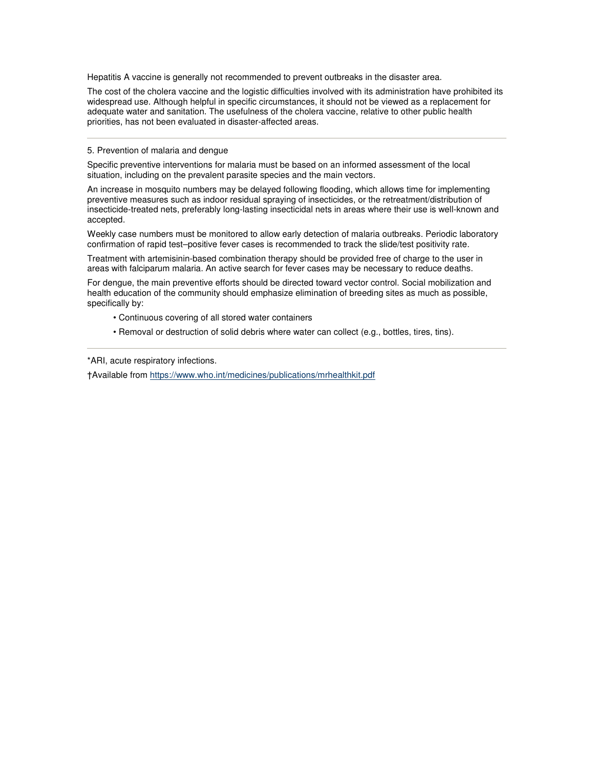Hepatitis A vaccine is generally not recommended to prevent outbreaks in the disaster area.

The cost of the cholera vaccine and the logistic difficulties involved with its administration have prohibited its widespread use. Although helpful in specific circumstances, it should not be viewed as a replacement for adequate water and sanitation. The usefulness of the cholera vaccine, relative to other public health priorities, has not been evaluated in disaster-affected areas.

---

5. Prevention of malaria and dengue

Specific preventive interventions for malaria must be based on an informed assessment of the local situation, including on the prevalent parasite species and the main vectors.

An increase in mosquito numbers may be delayed following flooding, which allows time for implementing preventive measures such as indoor residual spraying of insecticides, or the retreatment/distribution of insecticide-treated nets, preferably long-lasting insecticidal nets in areas where their use is well-known and accepted.

Weekly case numbers must be monitored to allow early detection of malaria outbreaks. Periodic laboratory confirmation of rapid test–positive fever cases is recommended to track the slide/test positivity rate.

Treatment with artemisinin-based combination therapy should be provided free of charge to the user in areas with falciparum malaria. An active search for fever cases may be necessary to reduce deaths.

For dengue, the main preventive efforts should be directed toward vector control. Social mobilization and health education of the community should emphasize elimination of breeding sites as much as possible, specifically by:

- Continuous covering of all stored water containers
- Removal or destruction of solid debris where water can collect (e.g., bottles, tires, tins).

---

*ARI, acute respiratory infections.

†Available from https://www.who.int/medicines/publications/mrhealthkit.pdf